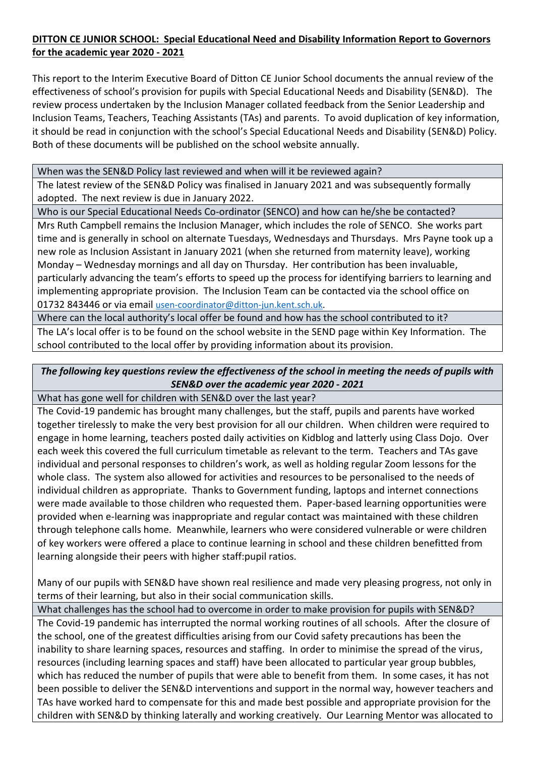**DITTON CE JUNIOR SCHOOL: Special Educational Need and Disability Information Report to Governors for the academic year 2020 - 2021**

This report to the Interim Executive Board of Ditton CE Junior School documents the annual review of the effectiveness of school's provision for pupils with Special Educational Needs and Disability (SEN&D). The review process undertaken by the Inclusion Manager collated feedback from the Senior Leadership and Inclusion Teams, Teachers, Teaching Assistants (TAs) and parents. To avoid duplication of key information, it should be read in conjunction with the school's Special Educational Needs and Disability (SEN&D) Policy. Both of these documents will be published on the school website annually.

**When was the SEN&D Policy last reviewed and when will it be reviewed again?**

The latest review of the SEN&D Policy was finalised in January 2021 and was subsequently formally adopted. The next review is due in January 2022.

**Who is our Special Educational Needs Co-ordinator (SENCO) and how can he/she be contacted?**

Mrs Ruth Campbell remains the Inclusion Manager, which includes the role of SENCO. She works part time and is generally in school on alternate Tuesdays, Wednesdays and Thursdays. Mrs Payne took up a new role as Inclusion Assistant in January 2021 (when she returned from maternity leave), working Monday – Wednesday mornings and all day on Thursday. Her contribution has been invaluable, particularly advancing the team's efforts to speed up the process for identifying barriers to learning and implementing appropriate provision. The Inclusion Team can be contacted via the school office on 01732 843446 or via email usen-coordinator@ditton-jun.kent.sch.uk.

**Where can the local authority's local offer be found and how has the school contributed to it?**

The LA's local offer is to be found on the school website in the SEND page within Key Information. The school contributed to the local offer by providing information about its provision.

***The following key questions review the effectiveness of the school in meeting the needs of pupils with SEN&D over the academic year 2020 - 2021***

**What has gone well for children with SEN&D over the last year?**

The Covid-19 pandemic has brought many challenges, but the staff, pupils and parents have worked together tirelessly to make the very best provision for all our children. When children were required to engage in home learning, teachers posted daily activities on Kidblog and latterly using Class Dojo. Over each week this covered the full curriculum timetable as relevant to the term. Teachers and TAs gave individual and personal responses to children's work, as well as holding regular Zoom lessons for the whole class. The system also allowed for activities and resources to be personalised to the needs of individual children as appropriate. Thanks to Government funding, laptops and internet connections were made available to those children who requested them. Paper-based learning opportunities were provided when e-learning was inappropriate and regular contact was maintained with these children through telephone calls home. Meanwhile, learners who were considered vulnerable or were children of key workers were offered a place to continue learning in school and these children benefitted from learning alongside their peers with higher staff:pupil ratios.

Many of our pupils with SEN&D have shown real resilience and made very pleasing progress, not only in terms of their learning, but also in their social communication skills.

**What challenges has the school had to overcome in order to make provision for pupils with SEN&D?**

The Covid-19 pandemic has interrupted the normal working routines of all schools. After the closure of the school, one of the greatest difficulties arising from our Covid safety precautions has been the inability to share learning spaces, resources and staffing. In order to minimise the spread of the virus, resources (including learning spaces and staff) have been allocated to particular year group bubbles, which has reduced the number of pupils that were able to benefit from them. In some cases, it has not been possible to deliver the SEN&D interventions and support in the normal way, however teachers and TAs have worked hard to compensate for this and made best possible and appropriate provision for the children with SEN&D by thinking laterally and working creatively. Our Learning Mentor was allocated to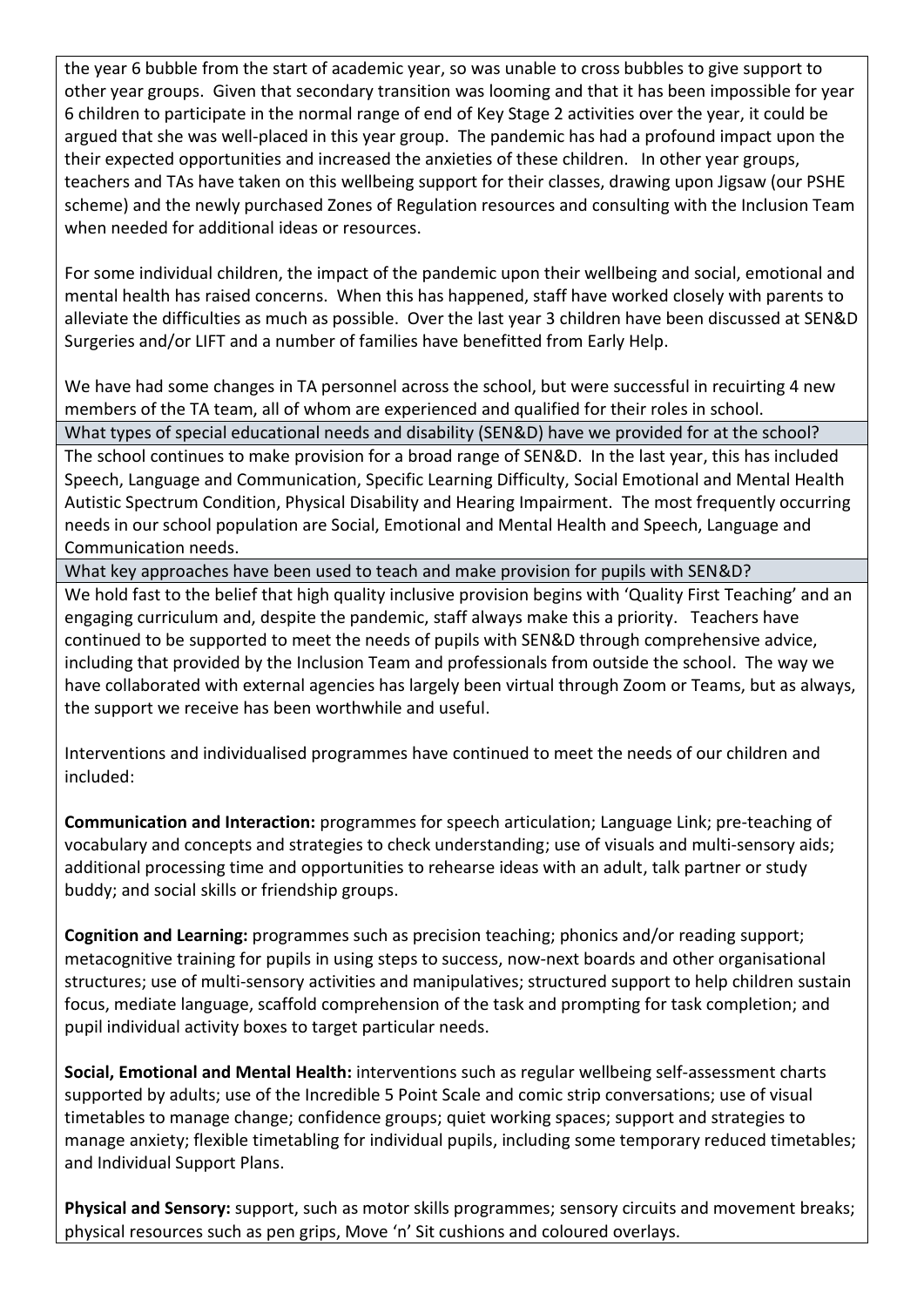the year 6 bubble from the start of academic year, so was unable to cross bubbles to give support to other year groups. Given that secondary transition was looming and that it has been impossible for year 6 children to participate in the normal range of end of Key Stage 2 activities over the year, it could be argued that she was well-placed in this year group. The pandemic has had a profound impact upon the their expected opportunities and increased the anxieties of these children. In other year groups, teachers and TAs have taken on this wellbeing support for their classes, drawing upon Jigsaw (our PSHE scheme) and the newly purchased Zones of Regulation resources and consulting with the Inclusion Team when needed for additional ideas or resources.

For some individual children, the impact of the pandemic upon their wellbeing and social, emotional and mental health has raised concerns. When this has happened, staff have worked closely with parents to alleviate the difficulties as much as possible. Over the last year 3 children have been discussed at SEN&D Surgeries and/or LIFT and a number of families have benefitted from Early Help.

We have had some changes in TA personnel across the school, but were successful in recuirting 4 new members of the TA team, all of whom are experienced and qualified for their roles in school.

## What types of special educational needs and disability (SEN&D) have we provided for at the school?

The school continues to make provision for a broad range of SEN&D. In the last year, this has included Speech, Language and Communication, Specific Learning Difficulty, Social Emotional and Mental Health Autistic Spectrum Condition, Physical Disability and Hearing Impairment. The most frequently occurring needs in our school population are Social, Emotional and Mental Health and Speech, Language and Communication needs.

## What key approaches have been used to teach and make provision for pupils with SEN&D?

We hold fast to the belief that high quality inclusive provision begins with 'Quality First Teaching' and an engaging curriculum and, despite the pandemic, staff always make this a priority. Teachers have continued to be supported to meet the needs of pupils with SEN&D through comprehensive advice, including that provided by the Inclusion Team and professionals from outside the school. The way we have collaborated with external agencies has largely been virtual through Zoom or Teams, but as always, the support we receive has been worthwhile and useful.

Interventions and individualised programmes have continued to meet the needs of our children and included:

**Communication and Interaction:** programmes for speech articulation; Language Link; pre-teaching of vocabulary and concepts and strategies to check understanding; use of visuals and multi-sensory aids; additional processing time and opportunities to rehearse ideas with an adult, talk partner or study buddy; and social skills or friendship groups.

**Cognition and Learning:** programmes such as precision teaching; phonics and/or reading support; metacognitive training for pupils in using steps to success, now-next boards and other organisational structures; use of multi-sensory activities and manipulatives; structured support to help children sustain focus, mediate language, scaffold comprehension of the task and prompting for task completion; and pupil individual activity boxes to target particular needs.

**Social, Emotional and Mental Health:** interventions such as regular wellbeing self-assessment charts supported by adults; use of the Incredible 5 Point Scale and comic strip conversations; use of visual timetables to manage change; confidence groups; quiet working spaces; support and strategies to manage anxiety; flexible timetabling for individual pupils, including some temporary reduced timetables; and Individual Support Plans.

**Physical and Sensory:** support, such as motor skills programmes; sensory circuits and movement breaks; physical resources such as pen grips, Move 'n' Sit cushions and coloured overlays.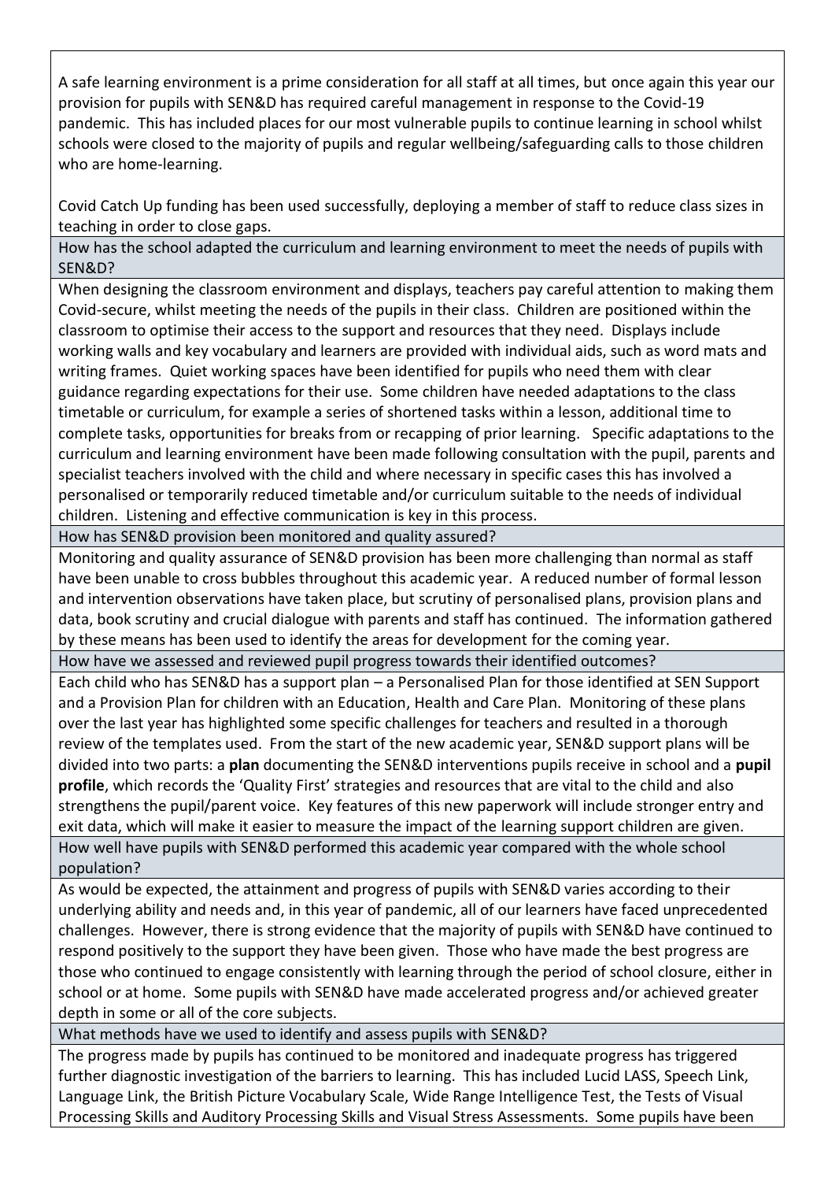A safe learning environment is a prime consideration for all staff at all times, but once again this year our provision for pupils with SEN&D has required careful management in response to the Covid-19 pandemic. This has included places for our most vulnerable pupils to continue learning in school whilst schools were closed to the majority of pupils and regular wellbeing/safeguarding calls to those children who are home-learning.

Covid Catch Up funding has been used successfully, deploying a member of staff to reduce class sizes in teaching in order to close gaps.

### How has the school adapted the curriculum and learning environment to meet the needs of pupils with SEN&D?

When designing the classroom environment and displays, teachers pay careful attention to making them Covid-secure, whilst meeting the needs of the pupils in their class. Children are positioned within the classroom to optimise their access to the support and resources that they need. Displays include working walls and key vocabulary and learners are provided with individual aids, such as word mats and writing frames. Quiet working spaces have been identified for pupils who need them with clear guidance regarding expectations for their use. Some children have needed adaptations to the class timetable or curriculum, for example a series of shortened tasks within a lesson, additional time to complete tasks, opportunities for breaks from or recapping of prior learning. Specific adaptations to the curriculum and learning environment have been made following consultation with the pupil, parents and specialist teachers involved with the child and where necessary in specific cases this has involved a personalised or temporarily reduced timetable and/or curriculum suitable to the needs of individual children. Listening and effective communication is key in this process.

### How has SEN&D provision been monitored and quality assured?

Monitoring and quality assurance of SEN&D provision has been more challenging than normal as staff have been unable to cross bubbles throughout this academic year. A reduced number of formal lesson and intervention observations have taken place, but scrutiny of personalised plans, provision plans and data, book scrutiny and crucial dialogue with parents and staff has continued. The information gathered by these means has been used to identify the areas for development for the coming year.

### How have we assessed and reviewed pupil progress towards their identified outcomes?

Each child who has SEN&D has a support plan – a Personalised Plan for those identified at SEN Support and a Provision Plan for children with an Education, Health and Care Plan. Monitoring of these plans over the last year has highlighted some specific challenges for teachers and resulted in a thorough review of the templates used. From the start of the new academic year, SEN&D support plans will be divided into two parts: a **plan** documenting the SEN&D interventions pupils receive in school and a **pupil profile**, which records the 'Quality First' strategies and resources that are vital to the child and also strengthens the pupil/parent voice. Key features of this new paperwork will include stronger entry and exit data, which will make it easier to measure the impact of the learning support children are given.

### How well have pupils with SEN&D performed this academic year compared with the whole school population?

As would be expected, the attainment and progress of pupils with SEN&D varies according to their underlying ability and needs and, in this year of pandemic, all of our learners have faced unprecedented challenges. However, there is strong evidence that the majority of pupils with SEN&D have continued to respond positively to the support they have been given. Those who have made the best progress are those who continued to engage consistently with learning through the period of school closure, either in school or at home. Some pupils with SEN&D have made accelerated progress and/or achieved greater depth in some or all of the core subjects.

### What methods have we used to identify and assess pupils with SEN&D?

The progress made by pupils has continued to be monitored and inadequate progress has triggered further diagnostic investigation of the barriers to learning. This has included Lucid LASS, Speech Link, Language Link, the British Picture Vocabulary Scale, Wide Range Intelligence Test, the Tests of Visual Processing Skills and Auditory Processing Skills and Visual Stress Assessments. Some pupils have been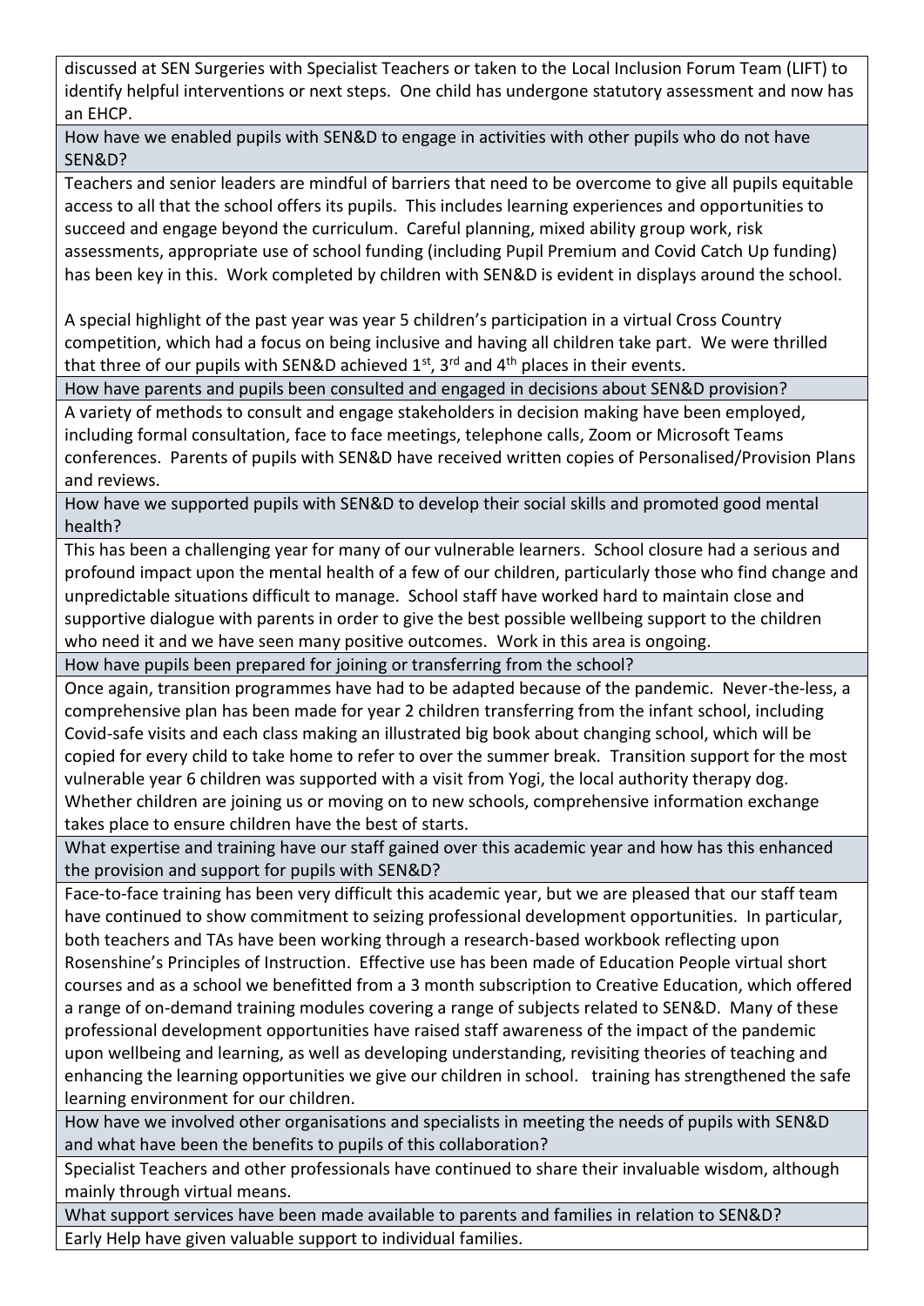discussed at SEN Surgeries with Specialist Teachers or taken to the Local Inclusion Forum Team (LIFT) to identify helpful interventions or next steps. One child has undergone statutory assessment and now has an EHCP.

**How have we enabled pupils with SEN&D to engage in activities with other pupils who do not have SEN&D?**

Teachers and senior leaders are mindful of barriers that need to be overcome to give all pupils equitable access to all that the school offers its pupils. This includes learning experiences and opportunities to succeed and engage beyond the curriculum. Careful planning, mixed ability group work, risk assessments, appropriate use of school funding (including Pupil Premium and Covid Catch Up funding) has been key in this. Work completed by children with SEN&D is evident in displays around the school.

A special highlight of the past year was year 5 children's participation in a virtual Cross Country competition, which had a focus on being inclusive and having all children take part. We were thrilled that three of our pupils with SEN&D achieved 1st, 3rd and 4th places in their events.

**How have parents and pupils been consulted and engaged in decisions about SEN&D provision?**

A variety of methods to consult and engage stakeholders in decision making have been employed, including formal consultation, face to face meetings, telephone calls, Zoom or Microsoft Teams conferences. Parents of pupils with SEN&D have received written copies of Personalised/Provision Plans and reviews.

**How have we supported pupils with SEN&D to develop their social skills and promoted good mental health?**

This has been a challenging year for many of our vulnerable learners. School closure had a serious and profound impact upon the mental health of a few of our children, particularly those who find change and unpredictable situations difficult to manage. School staff have worked hard to maintain close and supportive dialogue with parents in order to give the best possible wellbeing support to the children who need it and we have seen many positive outcomes. Work in this area is ongoing.

**How have pupils been prepared for joining or transferring from the school?**

Once again, transition programmes have had to be adapted because of the pandemic. Never-the-less, a comprehensive plan has been made for year 2 children transferring from the infant school, including Covid-safe visits and each class making an illustrated big book about changing school, which will be copied for every child to take home to refer to over the summer break. Transition support for the most vulnerable year 6 children was supported with a visit from Yogi, the local authority therapy dog. Whether children are joining us or moving on to new schools, comprehensive information exchange takes place to ensure children have the best of starts.

**What expertise and training have our staff gained over this academic year and how has this enhanced the provision and support for pupils with SEN&D?**

Face-to-face training has been very difficult this academic year, but we are pleased that our staff team have continued to show commitment to seizing professional development opportunities. In particular, both teachers and TAs have been working through a research-based workbook reflecting upon Rosenshine's Principles of Instruction. Effective use has been made of Education People virtual short courses and as a school we benefitted from a 3 month subscription to Creative Education, which offered a range of on-demand training modules covering a range of subjects related to SEN&D. Many of these professional development opportunities have raised staff awareness of the impact of the pandemic upon wellbeing and learning, as well as developing understanding, revisiting theories of teaching and enhancing the learning opportunities we give our children in school. training has strengthened the safe learning environment for our children.

**How have we involved other organisations and specialists in meeting the needs of pupils with SEN&D and what have been the benefits to pupils of this collaboration?**

Specialist Teachers and other professionals have continued to share their invaluable wisdom, although mainly through virtual means.

**What support services have been made available to parents and families in relation to SEN&D?**

Early Help have given valuable support to individual families.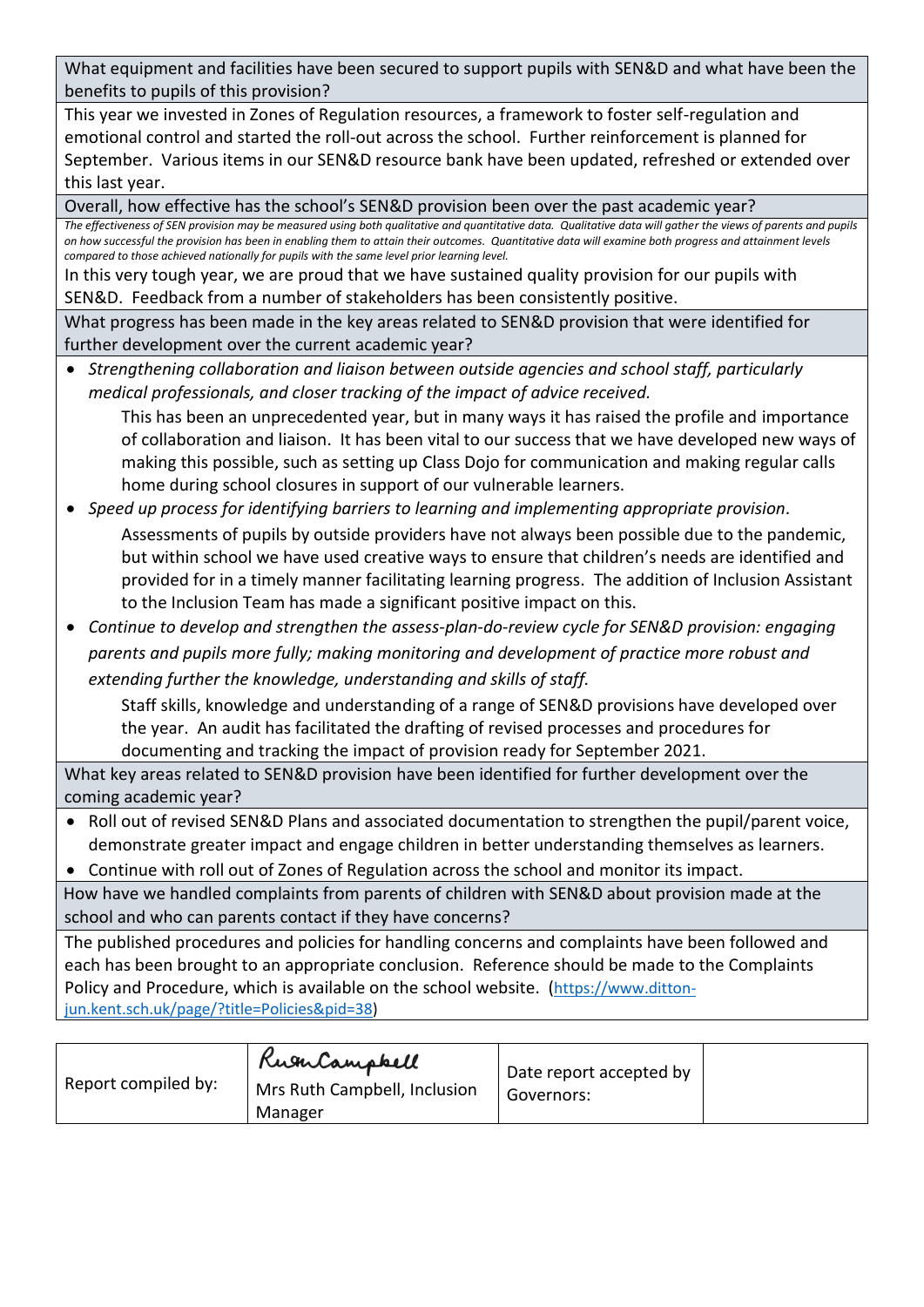**What equipment and facilities have been secured to support pupils with SEN&D and what have been the benefits to pupils of this provision?**

This year we invested in Zones of Regulation resources, a framework to foster self-regulation and emotional control and started the roll-out across the school. Further reinforcement is planned for September. Various items in our SEN&D resource bank have been updated, refreshed or extended over this last year.

**Overall, how effective has the school's SEN&D provision been over the past academic year?**

*The effectiveness of SEN provision may be measured using both qualitative and quantitative data. Qualitative data will gather the views of parents and pupils on how successful the provision has been in enabling them to attain their outcomes. Quantitative data will examine both progress and attainment levels compared to those achieved nationally for pupils with the same level prior learning level.*

In this very tough year, we are proud that we have sustained quality provision for our pupils with SEN&D. Feedback from a number of stakeholders has been consistently positive.

**What progress has been made in the key areas related to SEN&D provision that were identified for further development over the current academic year?**

- *Strengthening collaboration and liaison between outside agencies and school staff, particularly medical professionals, and closer tracking of the impact of advice received.*

  This has been an unprecedented year, but in many ways it has raised the profile and importance of collaboration and liaison. It has been vital to our success that we have developed new ways of making this possible, such as setting up Class Dojo for communication and making regular calls home during school closures in support of our vulnerable learners.

- *Speed up process for identifying barriers to learning and implementing appropriate provision.*

  Assessments of pupils by outside providers have not always been possible due to the pandemic, but within school we have used creative ways to ensure that children's needs are identified and provided for in a timely manner facilitating learning progress. The addition of Inclusion Assistant to the Inclusion Team has made a significant positive impact on this.

- *Continue to develop and strengthen the assess-plan-do-review cycle for SEN&D provision: engaging parents and pupils more fully; making monitoring and development of practice more robust and extending further the knowledge, understanding and skills of staff.*

  Staff skills, knowledge and understanding of a range of SEN&D provisions have developed over the year. An audit has facilitated the drafting of revised processes and procedures for documenting and tracking the impact of provision ready for September 2021.

**What key areas related to SEN&D provision have been identified for further development over the coming academic year?**

- Roll out of revised SEN&D Plans and associated documentation to strengthen the pupil/parent voice, demonstrate greater impact and engage children in better understanding themselves as learners.
- Continue with roll out of Zones of Regulation across the school and monitor its impact.

**How have we handled complaints from parents of children with SEN&D about provision made at the school and who can parents contact if they have concerns?**

The published procedures and policies for handling concerns and complaints have been followed and each has been brought to an appropriate conclusion. Reference should be made to the Complaints Policy and Procedure, which is available on the school website. (https://www.ditton-jun.kent.sch.uk/page/?title=Policies&pid=38)

| | | | |
|---|---|---|---|
| Report compiled by: | Ruth Campbell<br>Mrs Ruth Campbell, Inclusion Manager | Date report accepted by Governors: | |